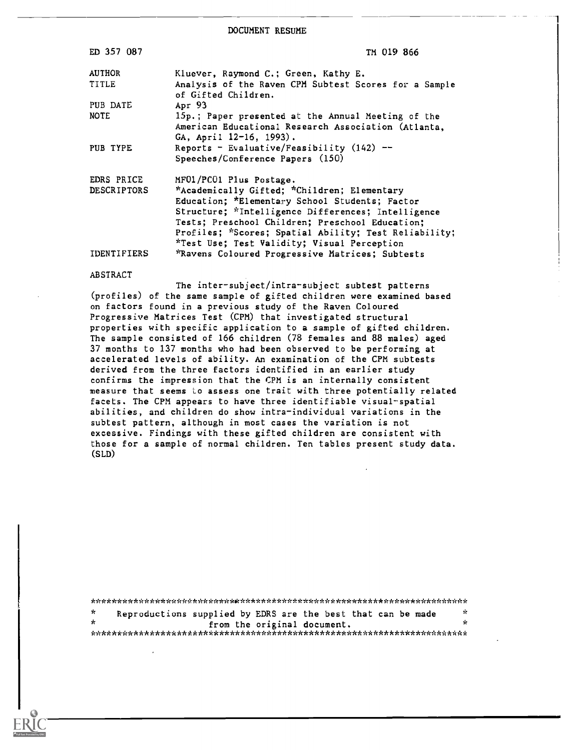DOCUMENT RESUME

| | |
|---|---|
| ED 357 087 | TM 019 866 |
| AUTHOR | Kluever, Raymond C.; Green, Kathy E. |
| TITLE | Analysis of the Raven CPM Subtest Scores for a Sample of Gifted Children. |
| PUB DATE | Apr 93 |
| NOTE | 15p.; Paper presented at the Annual Meeting of the American Educational Research Association (Atlanta, GA, April 12-16, 1993). |
| PUB TYPE | Reports - Evaluative/Feasibility (142) -- Speeches/Conference Papers (150) |
| EDRS PRICE | MF01/PC01 Plus Postage. |
| DESCRIPTORS | *Academically Gifted; *Children; Elementary Education; *Elementary School Students; Factor Structure; *Intelligence Differences; Intelligence Tests; Preschool Children; Preschool Education; Profiles; *Scores; Spatial Ability; Test Reliability; *Test Use; Test Validity; Visual Perception |
| IDENTIFIERS | *Ravens Coloured Progressive Matrices; Subtests |

ABSTRACT

The inter-subject/intra-subject subtest patterns (profiles) of the same sample of gifted children were examined based on factors found in a previous study of the Raven Coloured Progressive Matrices Test (CPM) that investigated structural properties with specific application to a sample of gifted children. The sample consisted of 166 children (78 females and 88 males) aged 37 months to 137 months who had been observed to be performing at accelerated levels of ability. An examination of the CPM subtests derived from the three factors identified in an earlier study confirms the impression that the CPM is an internally consistent measure that seems to assess one trait with three potentially related facets. The CPM appears to have three identifiable visual-spatial abilities, and children do show intra-individual variations in the subtest pattern, although in most cases the variation is not excessive. Findings with these gifted children are consistent with those for a sample of normal children. Ten tables present study data. (SLD)

***********************************************************************
* Reproductions supplied by EDRS are the best that can be made *
* from the original document. *
***********************************************************************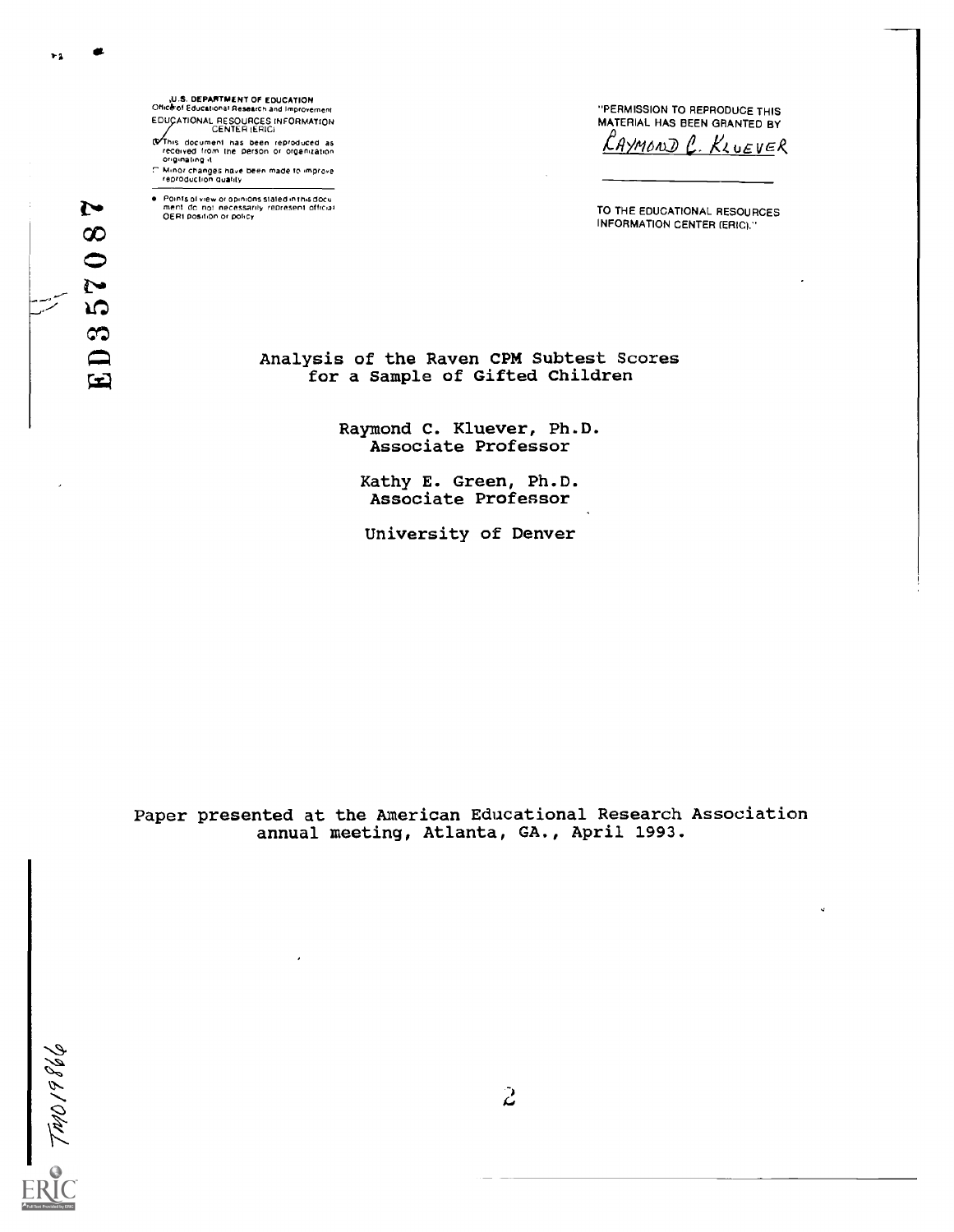U.S. DEPARTMENT OF EDUCATION
Office of Educational Research and Improvement
EDUCATIONAL RESOURCES INFORMATION CENTER (ERIC)

- This document has been reproduced as received from the person or organization originating it.
- Minor changes have been made to improve reproduction quality.
- Points of view or opinions stated in this document do not necessarily represent official OERI position or policy.

"PERMISSION TO REPRODUCE THIS MATERIAL HAS BEEN GRANTED BY

RAYMOND C. KLUEVER

TO THE EDUCATIONAL RESOURCES INFORMATION CENTER (ERIC)."

ED357087

# Analysis of the Raven CPM Subtest Scores for a Sample of Gifted Children

Raymond C. Kluever, Ph.D.
Associate Professor

Kathy E. Green, Ph.D.
Associate Professor

University of Denver

Paper presented at the American Educational Research Association annual meeting, Atlanta, GA., April 1993.

TM019866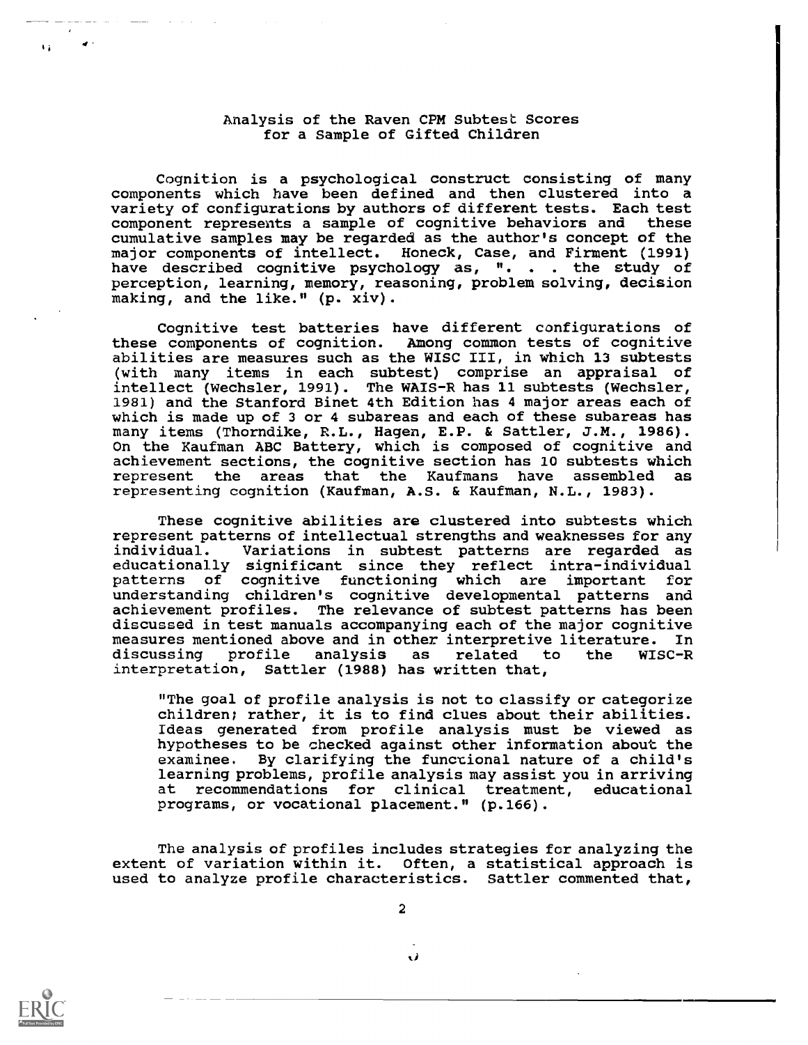Analysis of the Raven CPM Subtest Scores for a Sample of Gifted Children

Cognition is a psychological construct consisting of many components which have been defined and then clustered into a variety of configurations by authors of different tests. Each test component represents a sample of cognitive behaviors and these cumulative samples may be regarded as the author's concept of the major components of intellect. Honeck, Case, and Firment (1991) have described cognitive psychology as, ". . . the study of perception, learning, memory, reasoning, problem solving, decision making, and the like." (p. xiv).

Cognitive test batteries have different configurations of these components of cognition. Among common tests of cognitive abilities are measures such as the WISC III, in which 13 subtests (with many items in each subtest) comprise an appraisal of intellect (Wechsler, 1991). The WAIS-R has 11 subtests (Wechsler, 1981) and the Stanford Binet 4th Edition has 4 major areas each of which is made up of 3 or 4 subareas and each of these subareas has many items (Thorndike, R.L., Hagen, E.P. & Sattler, J.M., 1986). On the Kaufman ABC Battery, which is composed of cognitive and achievement sections, the cognitive section has 10 subtests which represent the areas that the Kaufmans have assembled as representing cognition (Kaufman, A.S. & Kaufman, N.L., 1983).

These cognitive abilities are clustered into subtests which represent patterns of intellectual strengths and weaknesses for any individual. Variations in subtest patterns are regarded as educationally significant since they reflect intra-individual patterns of cognitive functioning which are important for understanding children's cognitive developmental patterns and achievement profiles. The relevance of subtest patterns has been discussed in test manuals accompanying each of the major cognitive measures mentioned above and in other interpretive literature. In discussing profile analysis as related to the WISC-R interpretation, Sattler (1988) has written that,

> "The goal of profile analysis is not to classify or categorize children; rather, it is to find clues about their abilities. Ideas generated from profile analysis must be viewed as hypotheses to be checked against other information about the examinee. By clarifying the functional nature of a child's learning problems, profile analysis may assist you in arriving at recommendations for clinical treatment, educational programs, or vocational placement." (p.166).

The analysis of profiles includes strategies for analyzing the extent of variation within it. Often, a statistical approach is used to analyze profile characteristics. Sattler commented that,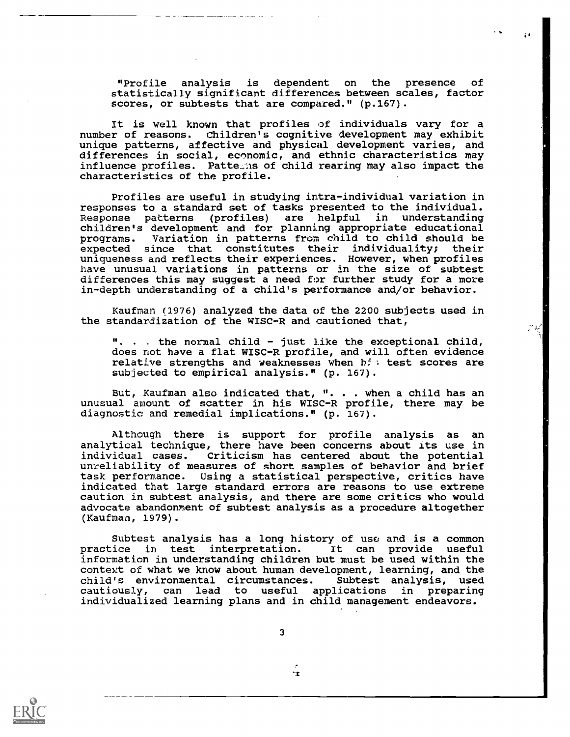"Profile analysis is dependent on the presence of statistically significant differences between scales, factor scores, or subtests that are compared." (p.167).

It is well known that profiles of individuals vary for a number of reasons. Children's cognitive development may exhibit unique patterns, affective and physical development varies, and differences in social, economic, and ethnic characteristics may influence profiles. Patterns of child rearing may also impact the characteristics of the profile.

Profiles are useful in studying intra-individual variation in responses to a standard set of tasks presented to the individual. Response patterns (profiles) are helpful in understanding children's development and for planning appropriate educational programs. Variation in patterns from child to child should be expected since that constitutes their individuality; their uniqueness and reflects their experiences. However, when profiles have unusual variations in patterns or in the size of subtest differences this may suggest a need for further study for a more in-depth understanding of a child's performance and/or behavior.

Kaufman (1976) analyzed the data of the 2200 subjects used in the standardization of the WISC-R and cautioned that,

> ". . . the normal child - just like the exceptional child, does not have a flat WISC-R profile, and will often evidence relative strengths and weaknesses when his test scores are subjected to empirical analysis." (p. 167).

But, Kaufman also indicated that, ". . . when a child has an unusual amount of scatter in his WISC-R profile, there may be diagnostic and remedial implications." (p. 167).

Although there is support for profile analysis as an analytical technique, there have been concerns about its use in individual cases. Criticism has centered about the potential unreliability of measures of short samples of behavior and brief task performance. Using a statistical perspective, critics have indicated that large standard errors are reasons to use extreme caution in subtest analysis, and there are some critics who would advocate abandonment of subtest analysis as a procedure altogether (Kaufman, 1979).

Subtest analysis has a long history of use and is a common practice in test interpretation. It can provide useful information in understanding children but must be used within the context of what we know about human development, learning, and the child's environmental circumstances. Subtest analysis, used cautiously, can lead to useful applications in preparing individualized learning plans and in child management endeavors.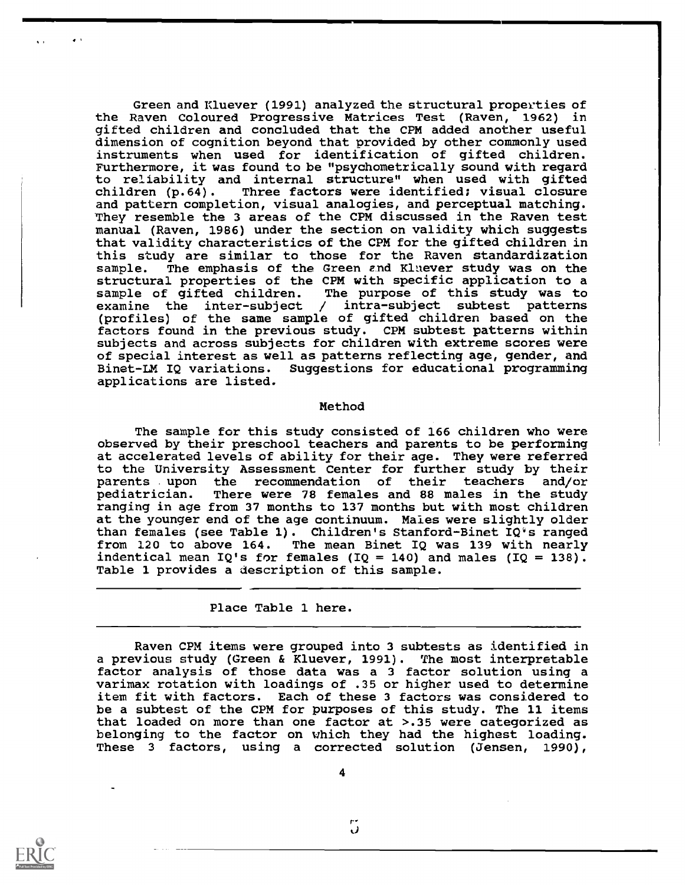Green and Kluever (1991) analyzed the structural properties of the Raven Coloured Progressive Matrices Test (Raven, 1962) in gifted children and concluded that the CPM added another useful dimension of cognition beyond that provided by other commonly used instruments when used for identification of gifted children. Furthermore, it was found to be "psychometrically sound with regard to reliability and internal structure" when used with gifted children (p.64). Three factors were identified; visual closure and pattern completion, visual analogies, and perceptual matching. They resemble the 3 areas of the CPM discussed in the Raven test manual (Raven, 1986) under the section on validity which suggests that validity characteristics of the CPM for the gifted children in this study are similar to those for the Raven standardization sample. The emphasis of the Green and Kluever study was on the structural properties of the CPM with specific application to a sample of gifted children. The purpose of this study was to examine the inter-subject / intra-subject subtest patterns (profiles) of the same sample of gifted children based on the factors found in the previous study. CPM subtest patterns within subjects and across subjects for children with extreme scores were of special interest as well as patterns reflecting age, gender, and Binet-LM IQ variations. Suggestions for educational programming applications are listed.

## Method

The sample for this study consisted of 166 children who were observed by their preschool teachers and parents to be performing at accelerated levels of ability for their age. They were referred to the University Assessment Center for further study by their parents upon the recommendation of their teachers and/or pediatrician. There were 78 females and 88 males in the study ranging in age from 37 months to 137 months but with most children at the younger end of the age continuum. Males were slightly older than females (see Table 1). Children's Stanford-Binet IQ's ranged from 120 to above 164. The mean Binet IQ was 139 with nearly indentical mean IQ's for females (IQ = 140) and males (IQ = 138). Table 1 provides a description of this sample.

Place Table 1 here.

Raven CPM items were grouped into 3 subtests as identified in a previous study (Green & Kluever, 1991). The most interpretable factor analysis of those data was a 3 factor solution using a varimax rotation with loadings of .35 or higher used to determine item fit with factors. Each of these 3 factors was considered to be a subtest of the CPM for purposes of this study. The 11 items that loaded on more than one factor at >.35 were categorized as belonging to the factor on which they had the highest loading. These 3 factors, using a corrected solution (Jensen, 1990),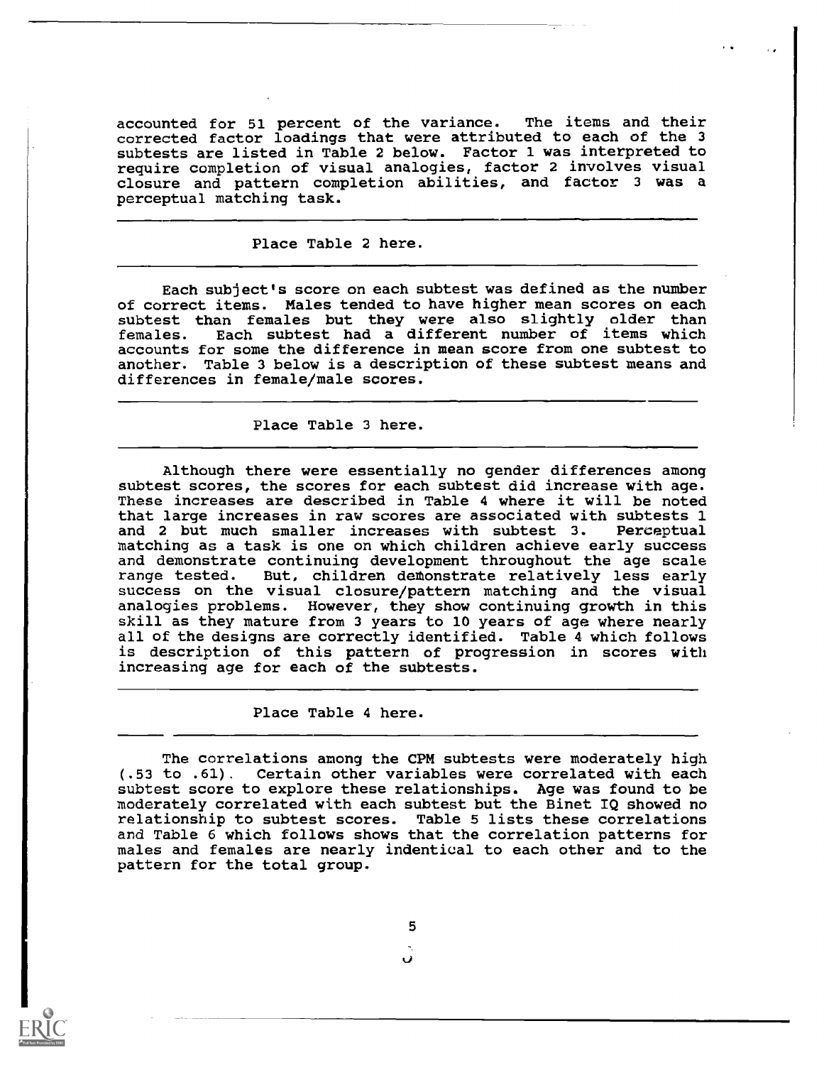accounted for 51 percent of the variance. The items and their corrected factor loadings that were attributed to each of the 3 subtests are listed in Table 2 below. Factor 1 was interpreted to require completion of visual analogies, factor 2 involves visual closure and pattern completion abilities, and factor 3 was a perceptual matching task.

---

Place Table 2 here.

---

Each subject's score on each subtest was defined as the number of correct items. Males tended to have higher mean scores on each subtest than females but they were also slightly older than females. Each subtest had a different number of items which accounts for some the difference in mean score from one subtest to another. Table 3 below is a description of these subtest means and differences in female/male scores.

---

Place Table 3 here.

---

Although there were essentially no gender differences among subtest scores, the scores for each subtest did increase with age. These increases are described in Table 4 where it will be noted that large increases in raw scores are associated with subtests 1 and 2 but much smaller increases with subtest 3. Perceptual matching as a task is one on which children achieve early success and demonstrate continuing development throughout the age scale range tested. But, children demonstrate relatively less early success on the visual closure/pattern matching and the visual analogies problems. However, they show continuing growth in this skill as they mature from 3 years to 10 years of age where nearly all of the designs are correctly identified. Table 4 which follows is description of this pattern of progression in scores with increasing age for each of the subtests.

---

Place Table 4 here.

---

The correlations among the CPM subtests were moderately high (.53 to .61). Certain other variables were correlated with each subtest score to explore these relationships. Age was found to be moderately correlated with each subtest but the Binet IQ showed no relationship to subtest scores. Table 5 lists these correlations and Table 6 which follows shows that the correlation patterns for males and females are nearly indentical to each other and to the pattern for the total group.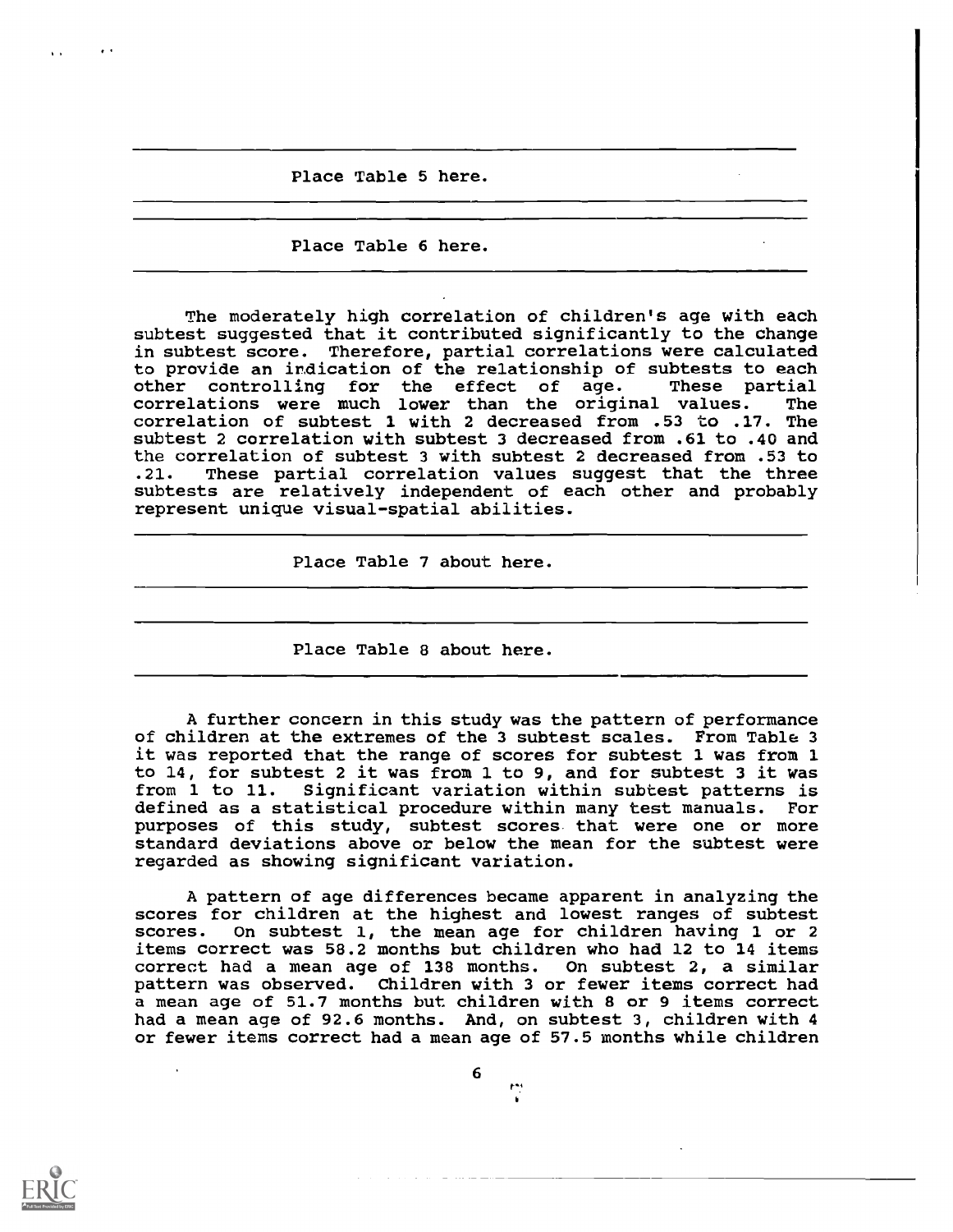Place Table 5 here.

---

Place Table 6 here.

---

The moderately high correlation of children's age with each subtest suggested that it contributed significantly to the change in subtest score. Therefore, partial correlations were calculated to provide an indication of the relationship of subtests to each other controlling for the effect of age. These partial correlations were much lower than the original values. The correlation of subtest 1 with 2 decreased from .53 to .17. The subtest 2 correlation with subtest 3 decreased from .61 to .40 and the correlation of subtest 3 with subtest 2 decreased from .53 to .21. These partial correlation values suggest that the three subtests are relatively independent of each other and probably represent unique visual-spatial abilities.

---

Place Table 7 about here.

---

Place Table 8 about here.

---

A further concern in this study was the pattern of performance of children at the extremes of the 3 subtest scales. From Table 3 it was reported that the range of scores for subtest 1 was from 1 to 14, for subtest 2 it was from 1 to 9, and for subtest 3 it was from 1 to 11. Significant variation within subtest patterns is defined as a statistical procedure within many test manuals. For purposes of this study, subtest scores that were one or more standard deviations above or below the mean for the subtest were regarded as showing significant variation.

A pattern of age differences became apparent in analyzing the scores for children at the highest and lowest ranges of subtest scores. On subtest 1, the mean age for children having 1 or 2 items correct was 58.2 months but children who had 12 to 14 items correct had a mean age of 138 months. On subtest 2, a similar pattern was observed. Children with 3 or fewer items correct had a mean age of 51.7 months but children with 8 or 9 items correct had a mean age of 92.6 months. And, on subtest 3, children with 4 or fewer items correct had a mean age of 57.5 months while children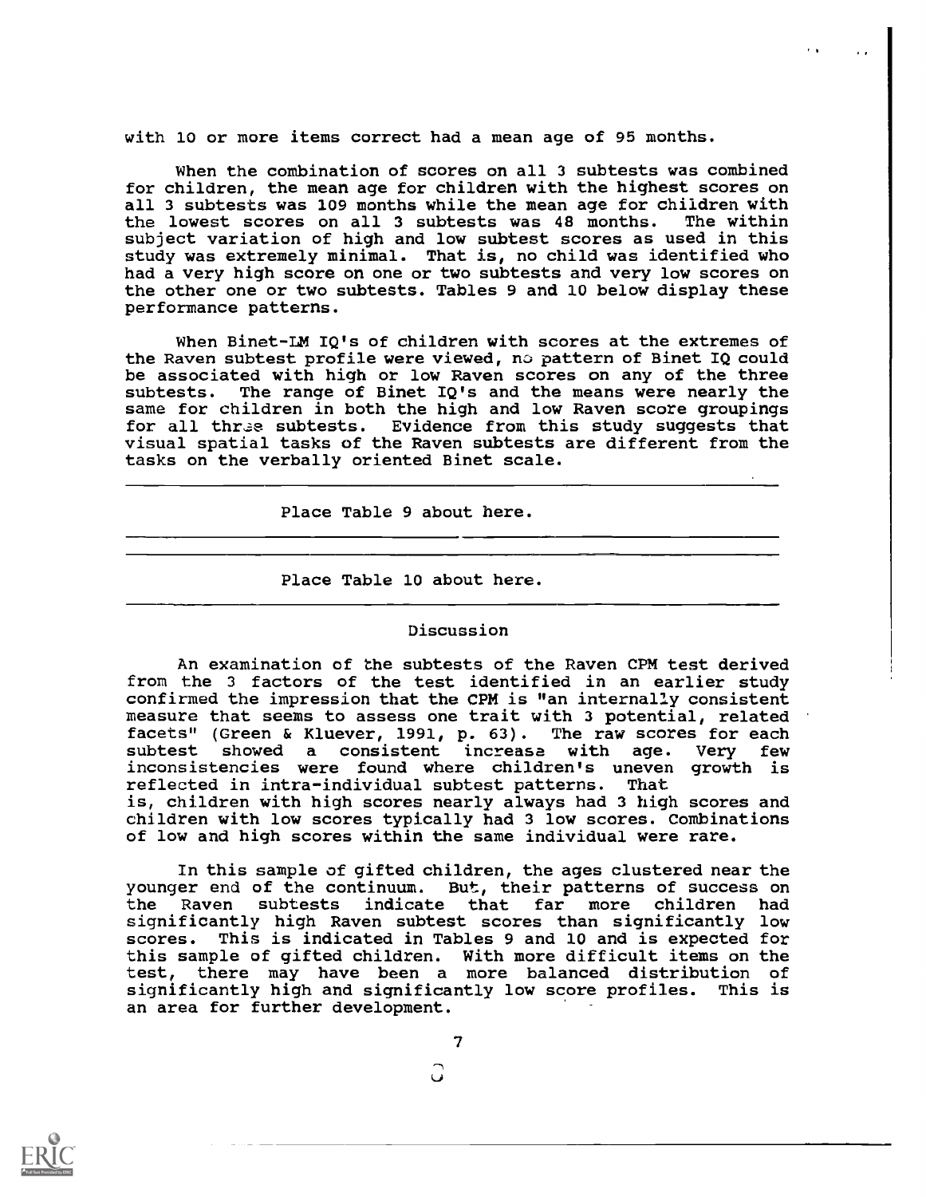with 10 or more items correct had a mean age of 95 months.

When the combination of scores on all 3 subtests was combined for children, the mean age for children with the highest scores on all 3 subtests was 109 months while the mean age for children with the lowest scores on all 3 subtests was 48 months. The within subject variation of high and low subtest scores as used in this study was extremely minimal. That is, no child was identified who had a very high score on one or two subtests and very low scores on the other one or two subtests. Tables 9 and 10 below display these performance patterns.

When Binet-LM IQ's of children with scores at the extremes of the Raven subtest profile were viewed, no pattern of Binet IQ could be associated with high or low Raven scores on any of the three subtests. The range of Binet IQ's and the means were nearly the same for children in both the high and low Raven score groupings for all three subtests. Evidence from this study suggests that visual spatial tasks of the Raven subtests are different from the tasks on the verbally oriented Binet scale.

---

Place Table 9 about here.

---

Place Table 10 about here.

---

## Discussion

An examination of the subtests of the Raven CPM test derived from the 3 factors of the test identified in an earlier study confirmed the impression that the CPM is "an internally consistent measure that seems to assess one trait with 3 potential, related facets" (Green & Kluever, 1991, p. 63). The raw scores for each subtest showed a consistent increase with age. Very few inconsistencies were found where children's uneven growth is reflected in intra-individual subtest patterns. That is, children with high scores nearly always had 3 high scores and children with low scores typically had 3 low scores. Combinations of low and high scores within the same individual were rare.

In this sample of gifted children, the ages clustered near the younger end of the continuum. But, their patterns of success on the Raven subtests indicate that far more children had significantly high Raven subtest scores than significantly low scores. This is indicated in Tables 9 and 10 and is expected for this sample of gifted children. With more difficult items on the test, there may have been a more balanced distribution of significantly high and significantly low score profiles. This is an area for further development.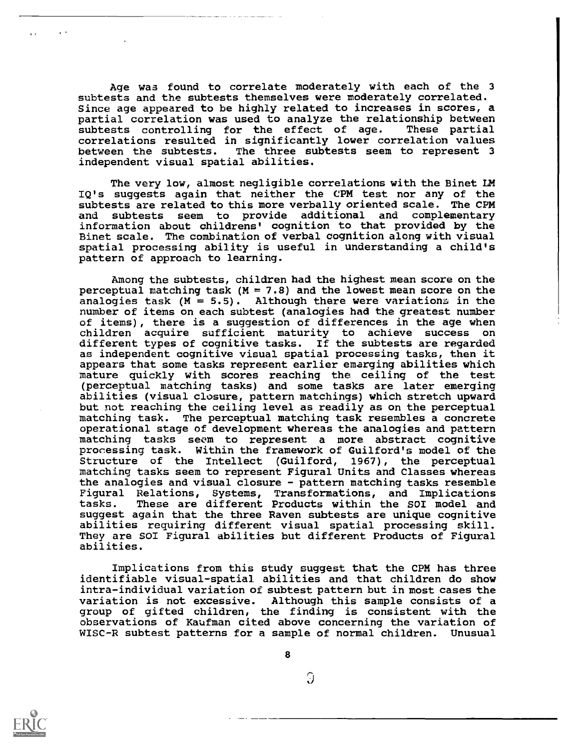Age was found to correlate moderately with each of the 3 subtests and the subtests themselves were moderately correlated. Since age appeared to be highly related to increases in scores, a partial correlation was used to analyze the relationship between subtests controlling for the effect of age. These partial correlations resulted in significantly lower correlation values between the subtests. The three subtests seem to represent 3 independent visual spatial abilities.

The very low, almost negligible correlations with the Binet LM IQ's suggests again that neither the CPM test nor any of the subtests are related to this more verbally oriented scale. The CPM and subtests seem to provide additional and complementary information about childrens' cognition to that provided by the Binet scale. The combination of verbal cognition along with visual spatial processing ability is useful in understanding a child's pattern of approach to learning.

Among the subtests, children had the highest mean score on the perceptual matching task ($M = 7.8$) and the lowest mean score on the analogies task ($M = 5.5$). Although there were variations in the number of items on each subtest (analogies had the greatest number of items), there is a suggestion of differences in the age when children acquire sufficient maturity to achieve success on different types of cognitive tasks. If the subtests are regarded as independent cognitive visual spatial processing tasks, then it appears that some tasks represent earlier emerging abilities which mature quickly with scores reaching the ceiling of the test (perceptual matching tasks) and some tasks are later emerging abilities (visual closure, pattern matchings) which stretch upward but not reaching the ceiling level as readily as on the perceptual matching task. The perceptual matching task resembles a concrete operational stage of development whereas the analogies and pattern matching tasks seem to represent a more abstract cognitive processing task. Within the framework of Guilford's model of the Structure of the Intellect (Guilford, 1967), the perceptual matching tasks seem to represent Figural Units and Classes whereas the analogies and visual closure - pattern matching tasks resemble Figural Relations, Systems, Transformations, and Implications tasks. These are different Products within the SOI model and suggest again that the three Raven subtests are unique cognitive abilities requiring different visual spatial processing skill. They are SOI Figural abilities but different Products of Figural abilities.

Implications from this study suggest that the CPM has three identifiable visual-spatial abilities and that children do show intra-individual variation of subtest pattern but in most cases the variation is not excessive. Although this sample consists of a group of gifted children, the finding is consistent with the observations of Kaufman cited above concerning the variation of WISC-R subtest patterns for a sample of normal children. Unusual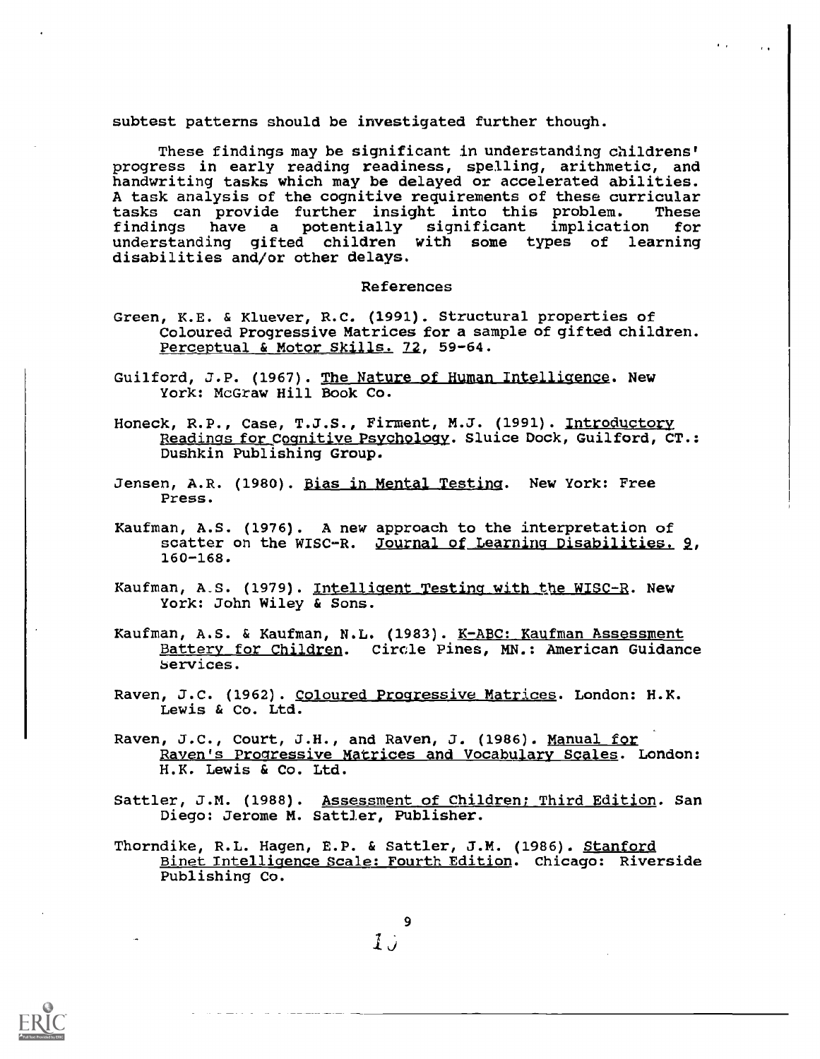subtest patterns should be investigated further though.

These findings may be significant in understanding childrens' progress in early reading readiness, spelling, arithmetic, and handwriting tasks which may be delayed or accelerated abilities. A task analysis of the cognitive requirements of these curricular tasks can provide further insight into this problem. These findings have a potentially significant implication for understanding gifted children with some types of learning disabilities and/or other delays.

## References

Green, K.E. & Kluever, R.C. (1991). Structural properties of Coloured Progressive Matrices for a sample of gifted children. Perceptual & Motor Skills. 72, 59-64.

Guilford, J.P. (1967). The Nature of Human Intelligence. New York: McGraw Hill Book Co.

Honeck, R.P., Case, T.J.S., Firment, M.J. (1991). Introductory Readings for Cognitive Psychology. Sluice Dock, Guilford, CT.: Dushkin Publishing Group.

Jensen, A.R. (1980). Bias in Mental Testing. New York: Free Press.

Kaufman, A.S. (1976). A new approach to the interpretation of scatter on the WISC-R. Journal of Learning Disabilities. 9, 160-168.

Kaufman, A.S. (1979). Intelligent Testing with the WISC-R. New York: John Wiley & Sons.

Kaufman, A.S. & Kaufman, N.L. (1983). K-ABC: Kaufman Assessment Battery for Children. Circle Pines, MN.: American Guidance Services.

Raven, J.C. (1962). Coloured Progressive Matrices. London: H.K. Lewis & Co. Ltd.

Raven, J.C., Court, J.H., and Raven, J. (1986). Manual for Raven's Progressive Matrices and Vocabulary Scales. London: H.K. Lewis & Co. Ltd.

Sattler, J.M. (1988). Assessment of Children; Third Edition. San Diego: Jerome M. Sattler, Publisher.

Thorndike, R.L. Hagen, E.P. & Sattler, J.M. (1986). Stanford Binet Intelligence Scale: Fourth Edition. Chicago: Riverside Publishing Co.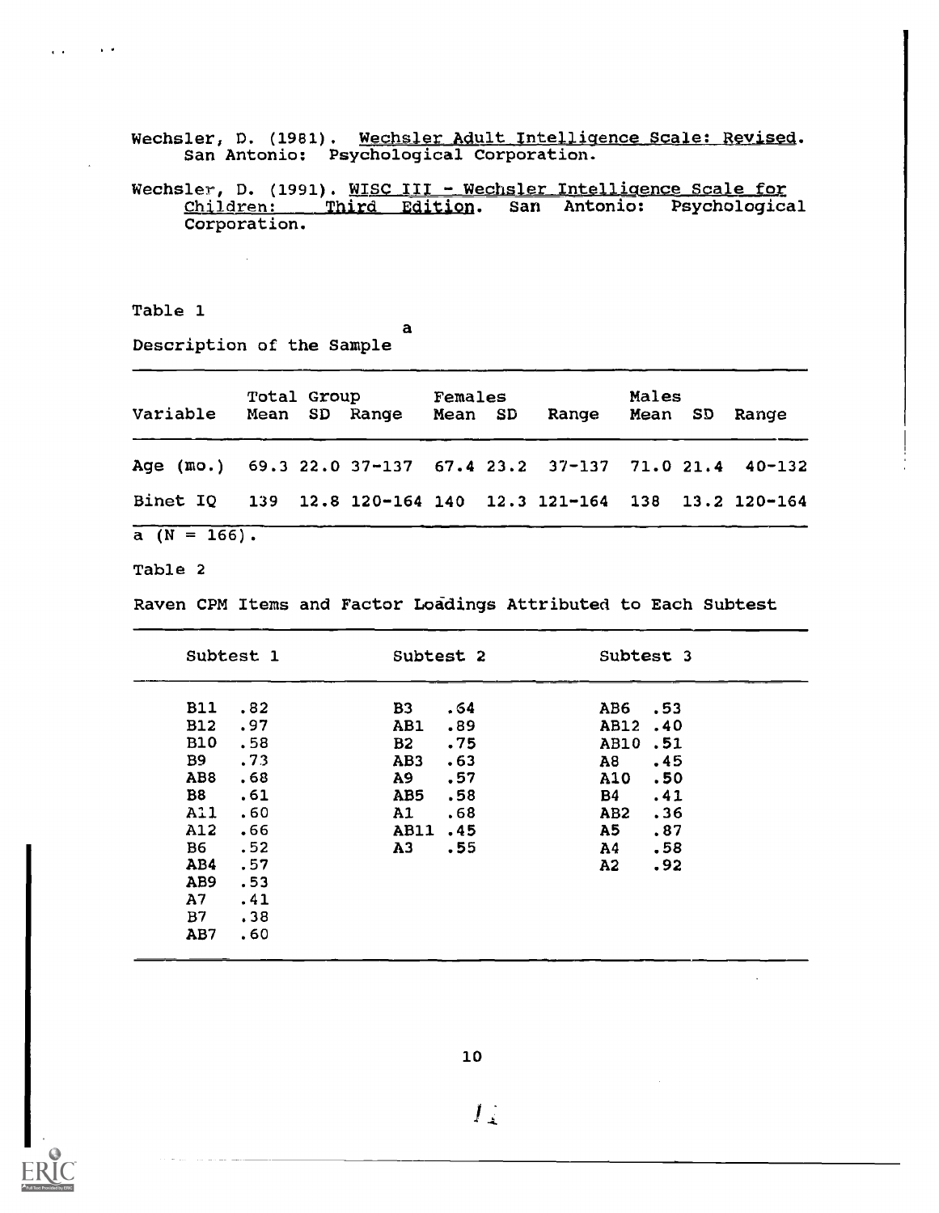Wechsler, D. (1981). Wechsler Adult Intelligence Scale: Revised. San Antonio: Psychological Corporation.

Wechsler, D. (1991). WISC III - Wechsler Intelligence Scale for Children: Third Edition. San Antonio: Psychological Corporation.

Table 1

Description of the Sample [a]

| Variable | Total Group | | | Females | | | Males | | |
|---|---|---|---|---|---|---|---|---|---|
| | Mean | SD | Range | Mean | SD | Range | Mean | SD | Range |
| Age (mo.) | 69.3 | 22.0 | 37-137 | 67.4 | 23.2 | 37-137 | 71.0 | 21.4 | 40-132 |
| Binet IQ | 139 | 12.8 | 120-164 | 140 | 12.3 | 121-164 | 138 | 13.2 | 120-164 |

a (N = 166).

Table 2

Raven CPM Items and Factor Loadings Attributed to Each Subtest

| Subtest 1 | | Subtest 2 | | Subtest 3 | |
|---|---|---|---|---|---|
| B11 | .82 | B3 | .64 | AB6 | .53 |
| B12 | .97 | AB1 | .89 | AB12 | .40 |
| B10 | .58 | B2 | .75 | AB10 | .51 |
| B9 | .73 | AB3 | .63 | A8 | .45 |
| AB8 | .68 | A9 | .57 | A10 | .50 |
| B8 | .61 | AB5 | .58 | B4 | .41 |
| A11 | .60 | A1 | .68 | AB2 | .36 |
| A12 | .66 | AB11 | .45 | A5 | .87 |
| B6 | .52 | A3 | .55 | A4 | .58 |
| AB4 | .57 | | | A2 | .92 |
| AB9 | .53 | | | | |
| A7 | .41 | | | | |
| B7 | .38 | | | | |
| AB7 | .60 | | | | |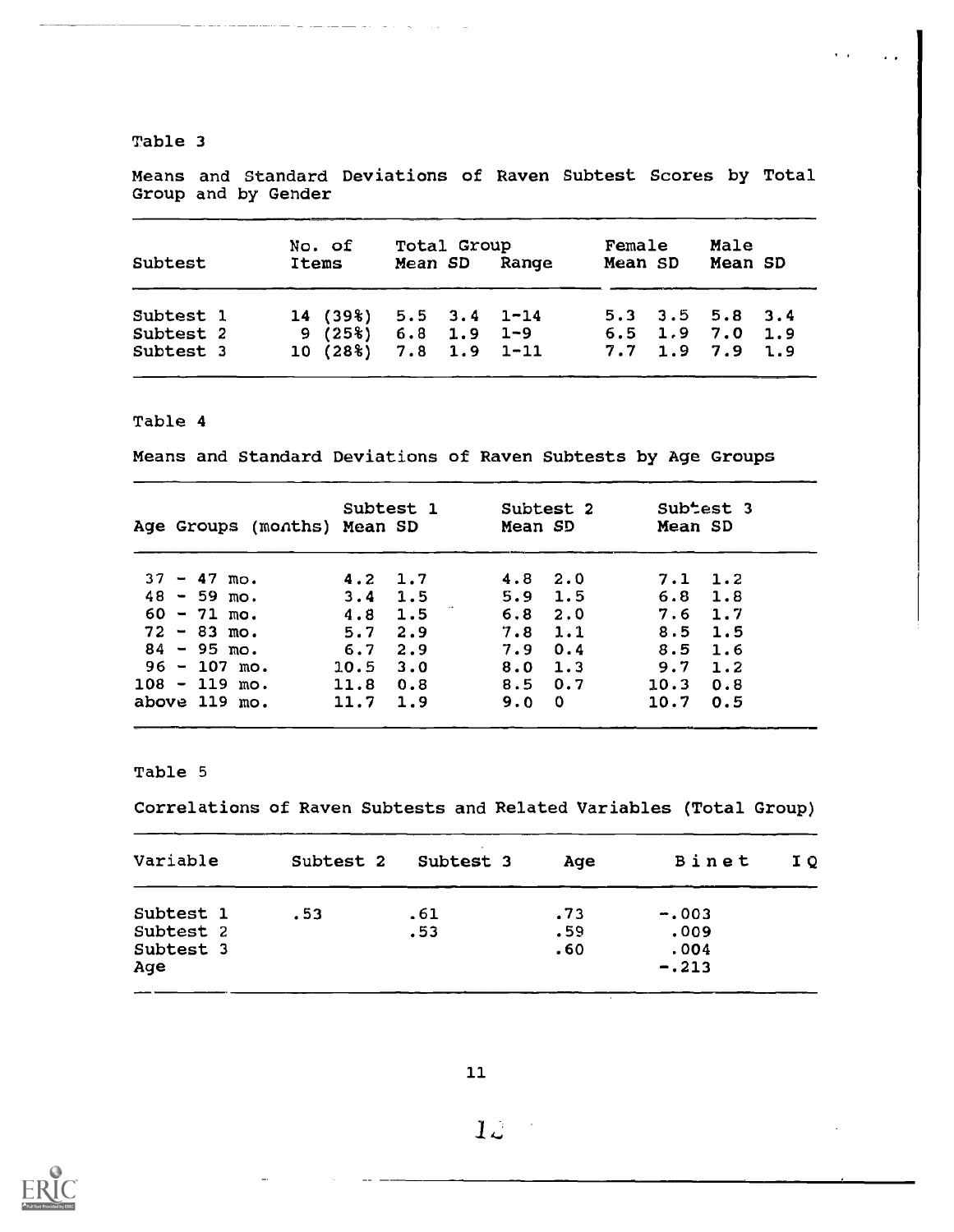Table 3

Means and Standard Deviations of Raven Subtest Scores by Total Group and by Gender

| Subtest | No. of Items | Total Group Mean | SD | Range | Female Mean | SD | Male Mean | SD |
|---|---|---|---|---|---|---|---|---|
| Subtest 1 | 14 (39%) | 5.5 | 3.4 | 1-14 | 5.3 | 3.5 | 5.8 | 3.4 |
| Subtest 2 | 9 (25%) | 6.8 | 1.9 | 1-9 | 6.5 | 1.9 | 7.0 | 1.9 |
| Subtest 3 | 10 (28%) | 7.8 | 1.9 | 1-11 | 7.7 | 1.9 | 7.9 | 1.9 |

Table 4

Means and Standard Deviations of Raven Subtests by Age Groups

| Age Groups (months) | Subtest 1 Mean | SD | Subtest 2 Mean | SD | Subtest 3 Mean | SD |
|---|---|---|---|---|---|---|
| 37 - 47 mo. | 4.2 | 1.7 | 4.8 | 2.0 | 7.1 | 1.2 |
| 48 - 59 mo. | 3.4 | 1.5 | 5.9 | 1.5 | 6.8 | 1.8 |
| 60 - 71 mo. | 4.8 | 1.5 | 6.8 | 2.0 | 7.6 | 1.7 |
| 72 - 83 mo. | 5.7 | 2.9 | 7.8 | 1.1 | 8.5 | 1.5 |
| 84 - 95 mo. | 6.7 | 2.9 | 7.9 | 0.4 | 8.5 | 1.6 |
| 96 - 107 mo. | 10.5 | 3.0 | 8.0 | 1.3 | 9.7 | 1.2 |
| 108 - 119 mo. | 11.8 | 0.8 | 8.5 | 0.7 | 10.3 | 0.8 |
| above 119 mo. | 11.7 | 1.9 | 9.0 | 0 | 10.7 | 0.5 |

Table 5

Correlations of Raven Subtests and Related Variables (Total Group)

| Variable | Subtest 2 | Subtest 3 | Age | Binet IQ |
|---|---|---|---|---|
| Subtest 1 | .53 | .61 | .73 | -.003 |
| Subtest 2 | | .53 | .59 | .009 |
| Subtest 3 | | | .60 | .004 |
| Age | | | | -.213 |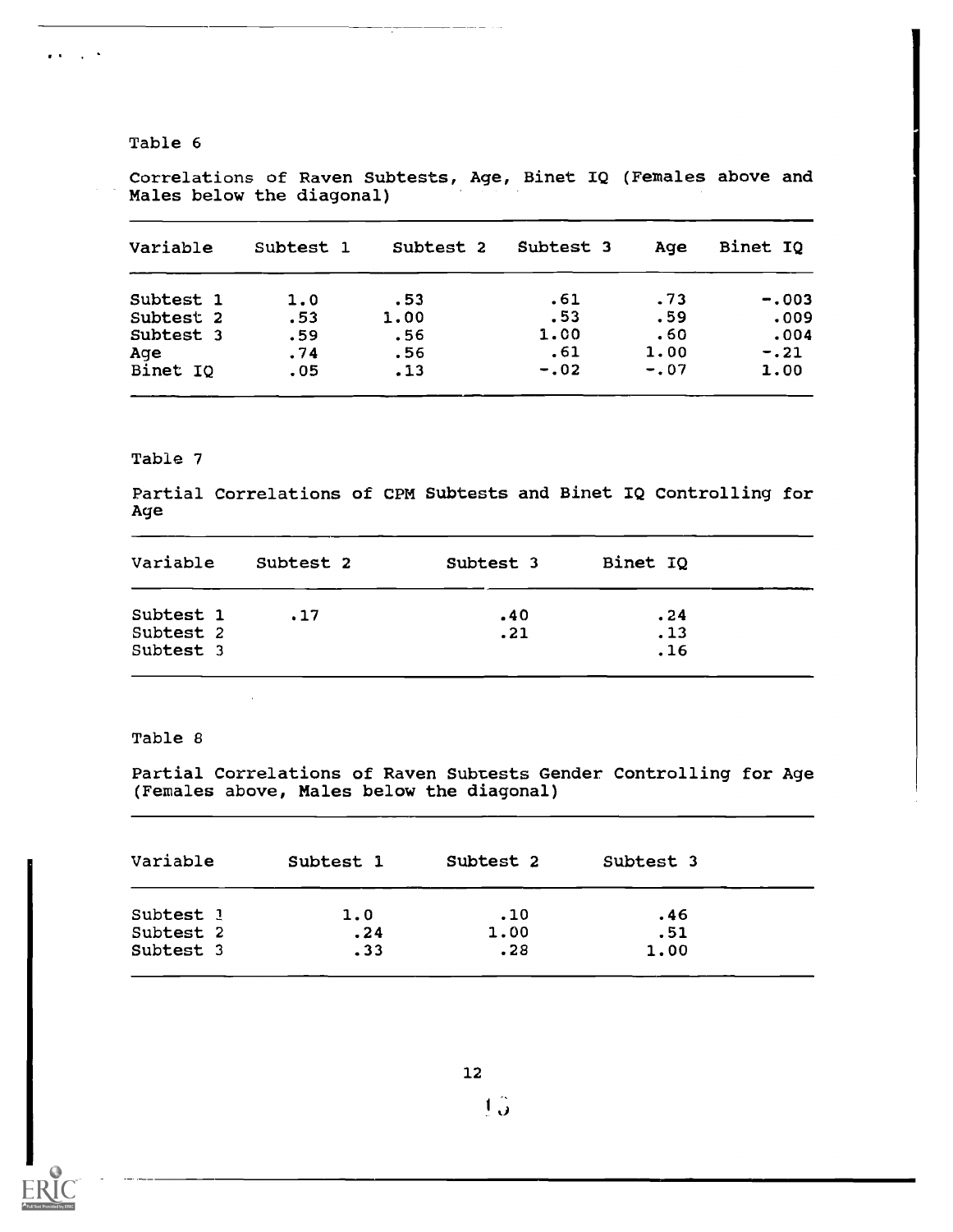Table 6

Correlations of Raven Subtests, Age, Binet IQ (Females above and Males below the diagonal)

| Variable | Subtest 1 | Subtest 2 | Subtest 3 | Age | Binet IQ |
|---|---|---|---|---|---|
| Subtest 1 | 1.0 | .53 | .61 | .73 | −.003 |
| Subtest 2 | .53 | 1.00 | .53 | .59 | .009 |
| Subtest 3 | .59 | .56 | 1.00 | .60 | .004 |
| Age | .74 | .56 | .61 | 1.00 | −.21 |
| Binet IQ | .05 | .13 | −.02 | −.07 | 1.00 |

Table 7

Partial Correlations of CPM Subtests and Binet IQ Controlling for Age

| Variable | Subtest 2 | Subtest 3 | Binet IQ |
|---|---|---|---|
| Subtest 1 | .17 | .40 | .24 |
| Subtest 2 | | .21 | .13 |
| Subtest 3 | | | .16 |

Table 8

Partial Correlations of Raven Subtests Gender Controlling for Age (Females above, Males below the diagonal)

| Variable | Subtest 1 | Subtest 2 | Subtest 3 |
|---|---|---|---|
| Subtest 1 | 1.0 | .10 | .46 |
| Subtest 2 | .24 | 1.00 | .51 |
| Subtest 3 | .33 | .28 | 1.00 |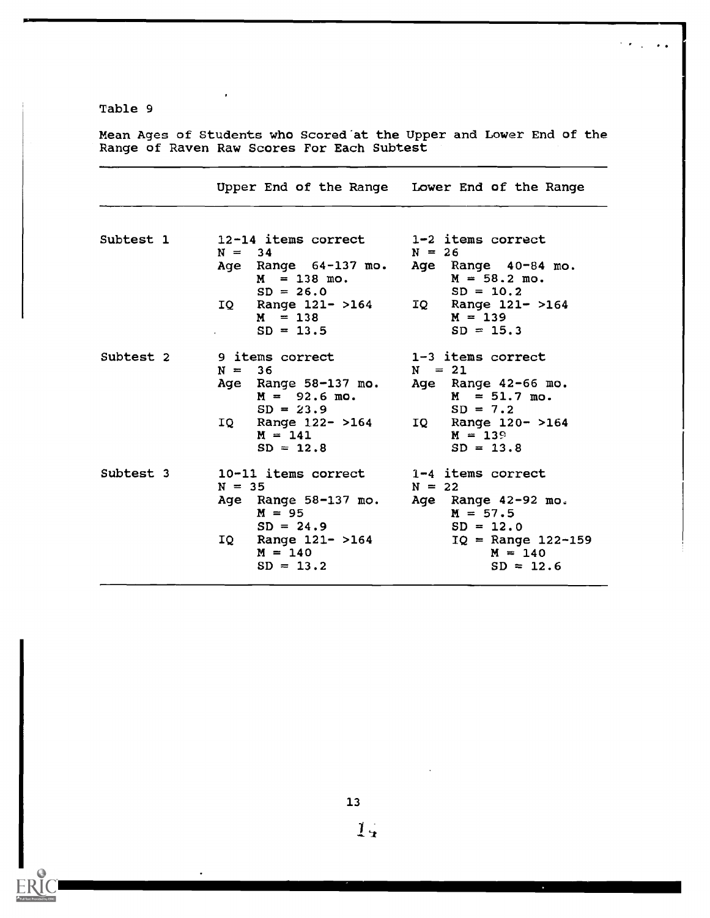Table 9

Mean Ages of Students who Scored at the Upper and Lower End of the Range of Raven Raw Scores For Each Subtest

| | Upper End of the Range | Lower End of the Range |
|---|---|---|
| Subtest 1 | 12-14 items correct<br>N = 34<br>Age Range 64-137 mo.<br>M = 138 mo.<br>SD = 26.0<br>IQ Range 121- >164<br>M = 138<br>SD = 13.5 | 1-2 items correct<br>N = 26<br>Age Range 40-84 mo.<br>M = 58.2 mo.<br>SD = 10.2<br>IQ Range 121- >164<br>M = 139<br>SD = 15.3 |
| Subtest 2 | 9 items correct<br>N = 36<br>Age Range 58-137 mo.<br>M = 92.6 mo.<br>SD = 23.9<br>IQ Range 122- >164<br>M = 141<br>SD = 12.8 | 1-3 items correct<br>N = 21<br>Age Range 42-66 mo.<br>M = 51.7 mo.<br>SD = 7.2<br>IQ Range 120- >164<br>M = 139<br>SD = 13.8 |
| Subtest 3 | 10-11 items correct<br>N = 35<br>Age Range 58-137 mo.<br>M = 95<br>SD = 24.9<br>IQ Range 121- >164<br>M = 140<br>SD = 13.2 | 1-4 items correct<br>N = 22<br>Age Range 42-92 mo.<br>M = 57.5<br>SD = 12.0<br>IQ = Range 122-159<br>M = 140<br>SD = 12.6 |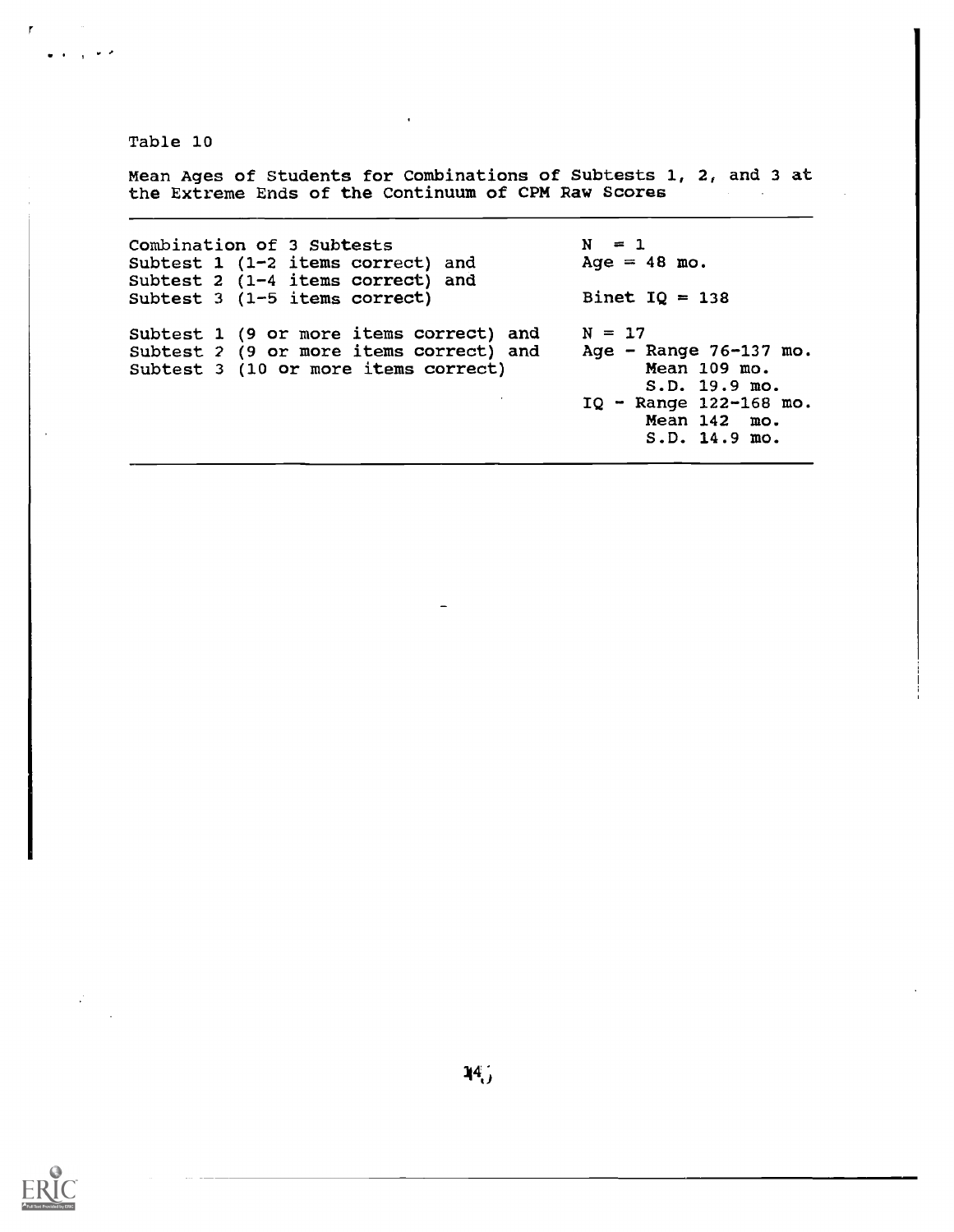Table 10

Mean Ages of Students for Combinations of Subtests 1, 2, and 3 at the Extreme Ends of the Continuum of CPM Raw Scores

| | |
|---|---|
| Combination of 3 Subtests<br>Subtest 1 (1-2 items correct) and<br>Subtest 2 (1-4 items correct) and<br>Subtest 3 (1-5 items correct) | N = 1<br>Age = 48 mo.<br><br>Binet IQ = 138 |
| Subtest 1 (9 or more items correct) and<br>Subtest 2 (9 or more items correct) and<br>Subtest 3 (10 or more items correct) | N = 17<br>Age - Range 76-137 mo.<br>Mean 109 mo.<br>S.D. 19.9 mo.<br>IQ - Range 122-168 mo.<br>Mean 142 mo.<br>S.D. 14.9 mo. |